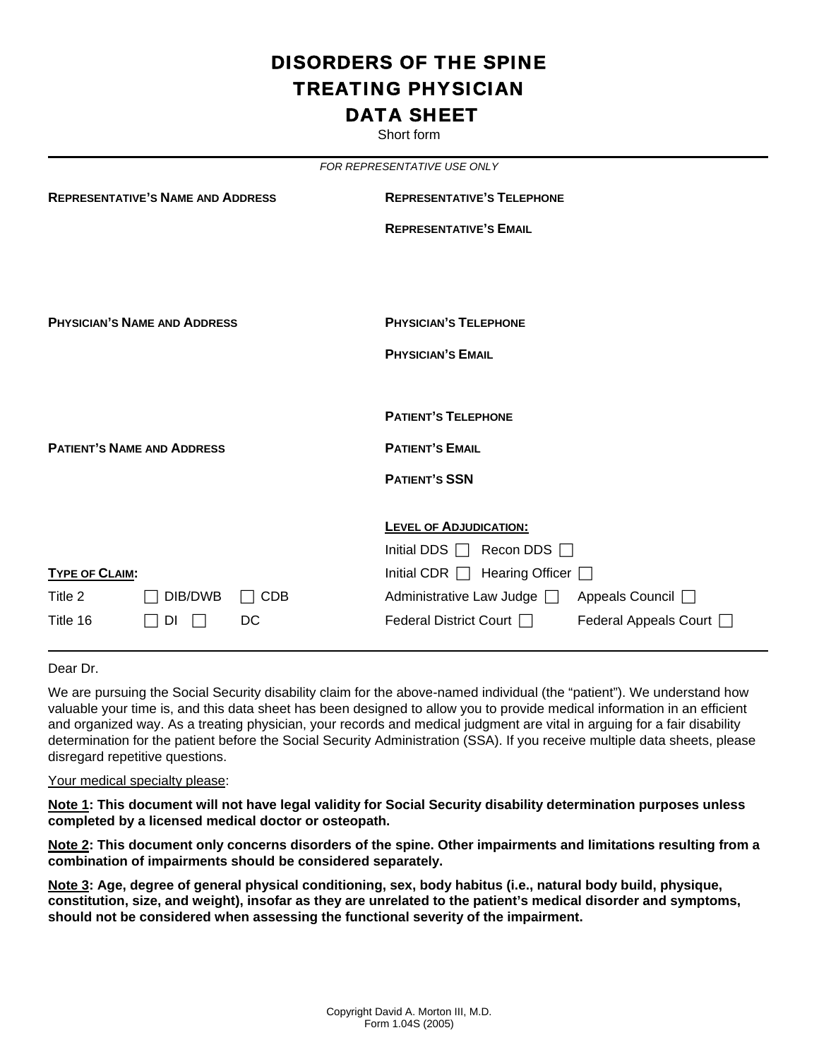# DISORDERS OF THE SPINE
# TREATING PHYSICIAN
# DATA SHEET

Short form

*FOR REPRESENTATIVE USE ONLY*

**REPRESENTATIVE'S NAME AND ADDRESS**

**REPRESENTATIVE'S TELEPHONE**

**REPRESENTATIVE'S EMAIL**

**PHYSICIAN'S NAME AND ADDRESS**

**PHYSICIAN'S TELEPHONE**

**PHYSICIAN'S EMAIL**

**PATIENT'S NAME AND ADDRESS**

**PATIENT'S TELEPHONE**

**PATIENT'S EMAIL**

**PATIENT'S SSN**

**TYPE OF CLAIM:**

| | | |
|---|---|---|
| Title 2 | ☐ DIB/DWB | ☐ CDB |
| Title 16 | ☐ DI ☐ | DC |

**LEVEL OF ADJUDICATION:**

Initial DDS ☐ Recon DDS ☐

Initial CDR ☐ Hearing Officer ☐

Administrative Law Judge ☐ Appeals Council ☐

Federal District Court ☐ Federal Appeals Court ☐

Dear Dr.

We are pursuing the Social Security disability claim for the above-named individual (the "patient"). We understand how valuable your time is, and this data sheet has been designed to allow you to provide medical information in an efficient and organized way. As a treating physician, your records and medical judgment are vital in arguing for a fair disability determination for the patient before the Social Security Administration (SSA). If you receive multiple data sheets, please disregard repetitive questions.

Your medical specialty please:

**Note 1: This document will not have legal validity for Social Security disability determination purposes unless completed by a licensed medical doctor or osteopath.**

**Note 2: This document only concerns disorders of the spine. Other impairments and limitations resulting from a combination of impairments should be considered separately.**

**Note 3: Age, degree of general physical conditioning, sex, body habitus (i.e., natural body build, physique, constitution, size, and weight), insofar as they are unrelated to the patient's medical disorder and symptoms, should not be considered when assessing the functional severity of the impairment.**

Copyright David A. Morton III, M.D.
Form 1.04S (2005)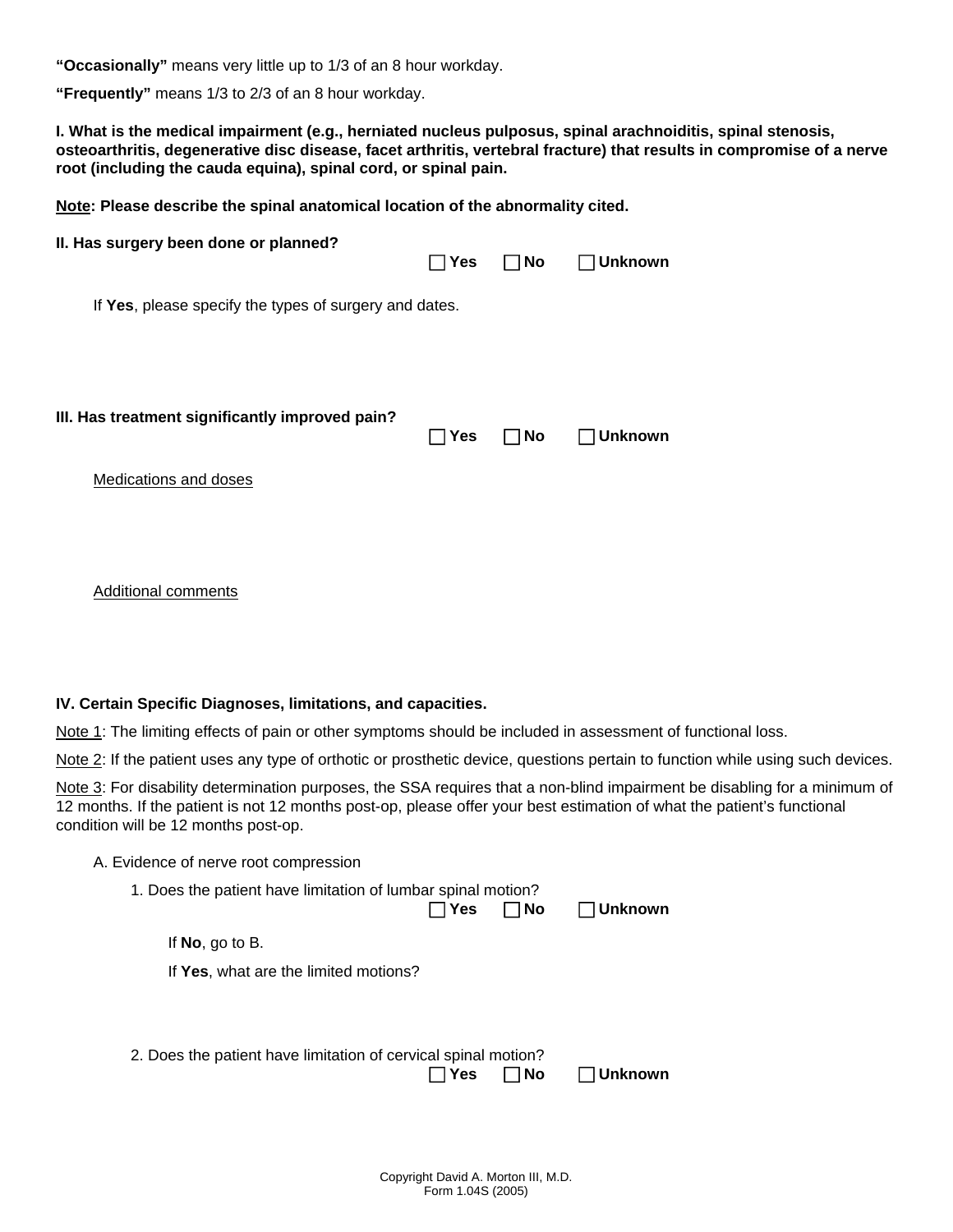**"Occasionally"** means very little up to 1/3 of an 8 hour workday.

**"Frequently"** means 1/3 to 2/3 of an 8 hour workday.

**I. What is the medical impairment (e.g., herniated nucleus pulposus, spinal arachnoiditis, spinal stenosis, osteoarthritis, degenerative disc disease, facet arthritis, vertebral fracture) that results in compromise of a nerve root (including the cauda equina), spinal cord, or spinal pain.**

**Note: Please describe the spinal anatomical location of the abnormality cited.**

**II. Has surgery been done or planned?**

☐ **Yes** ☐ **No** ☐ **Unknown**

If **Yes**, please specify the types of surgery and dates.

**III. Has treatment significantly improved pain?**

☐ **Yes** ☐ **No** ☐ **Unknown**

Medications and doses

Additional comments

**IV. Certain Specific Diagnoses, limitations, and capacities.**

Note 1: The limiting effects of pain or other symptoms should be included in assessment of functional loss.

Note 2: If the patient uses any type of orthotic or prosthetic device, questions pertain to function while using such devices.

Note 3: For disability determination purposes, the SSA requires that a non-blind impairment be disabling for a minimum of 12 months. If the patient is not 12 months post-op, please offer your best estimation of what the patient's functional condition will be 12 months post-op.

A. Evidence of nerve root compression

1. Does the patient have limitation of lumbar spinal motion?

☐ **Yes** ☐ **No** ☐ **Unknown**

If **No**, go to B.

If **Yes**, what are the limited motions?

2. Does the patient have limitation of cervical spinal motion?

☐ **Yes** ☐ **No** ☐ **Unknown**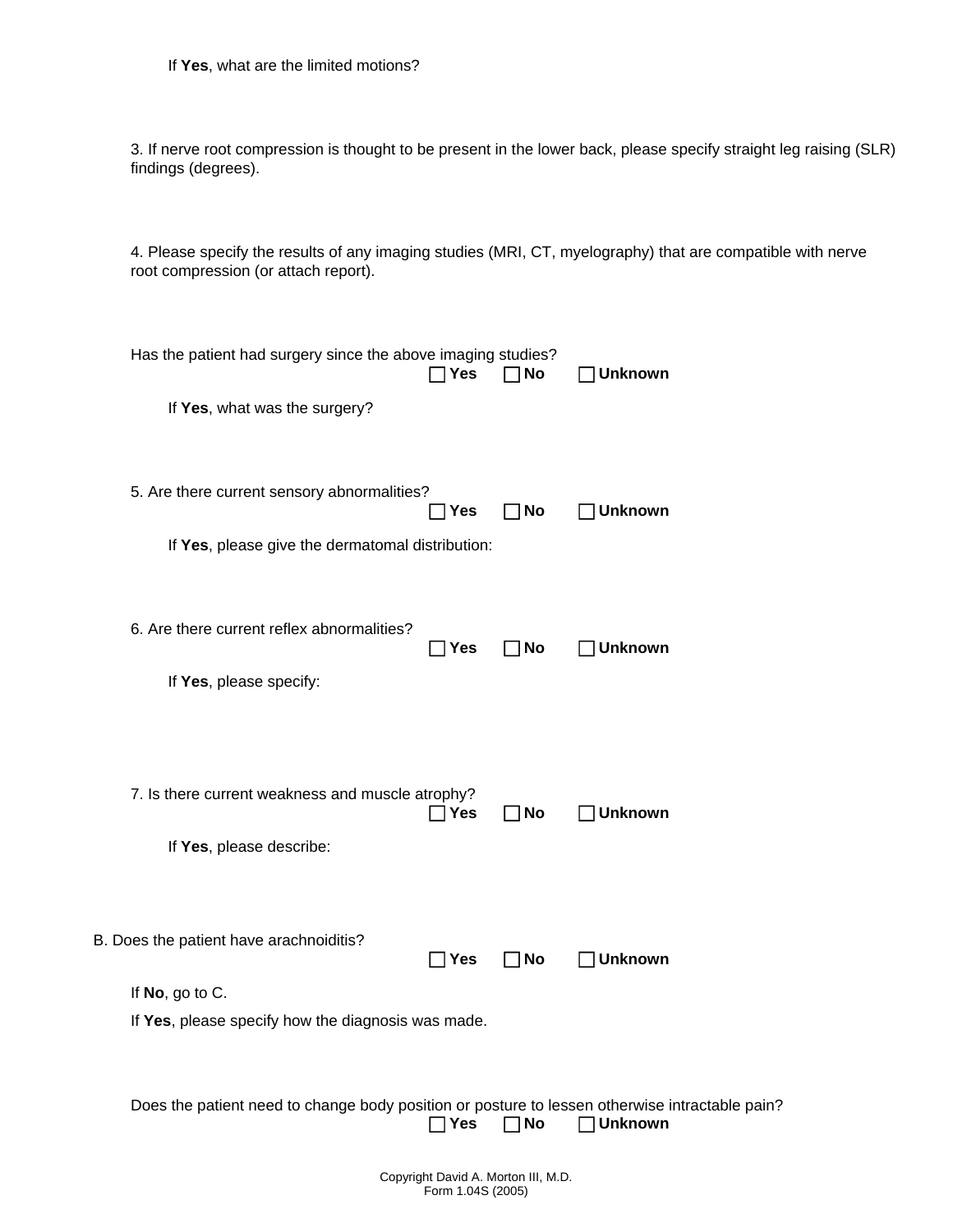If **Yes**, what are the limited motions?

3. If nerve root compression is thought to be present in the lower back, please specify straight leg raising (SLR) findings (degrees).

4. Please specify the results of any imaging studies (MRI, CT, myelography) that are compatible with nerve root compression (or attach report).

Has the patient had surgery since the above imaging studies?
☐ **Yes** ☐ **No** ☐ **Unknown**

If **Yes**, what was the surgery?

5. Are there current sensory abnormalities?
☐ **Yes** ☐ **No** ☐ **Unknown**

If **Yes**, please give the dermatomal distribution:

6. Are there current reflex abnormalities?
☐ **Yes** ☐ **No** ☐ **Unknown**

If **Yes**, please specify:

7. Is there current weakness and muscle atrophy?
☐ **Yes** ☐ **No** ☐ **Unknown**

If **Yes**, please describe:

B. Does the patient have arachnoiditis?
☐ **Yes** ☐ **No** ☐ **Unknown**

If **No**, go to C.

If **Yes**, please specify how the diagnosis was made.

Does the patient need to change body position or posture to lessen otherwise intractable pain?
☐ **Yes** ☐ **No** ☐ **Unknown**

Copyright David A. Morton III, M.D.
Form 1.04S (2005)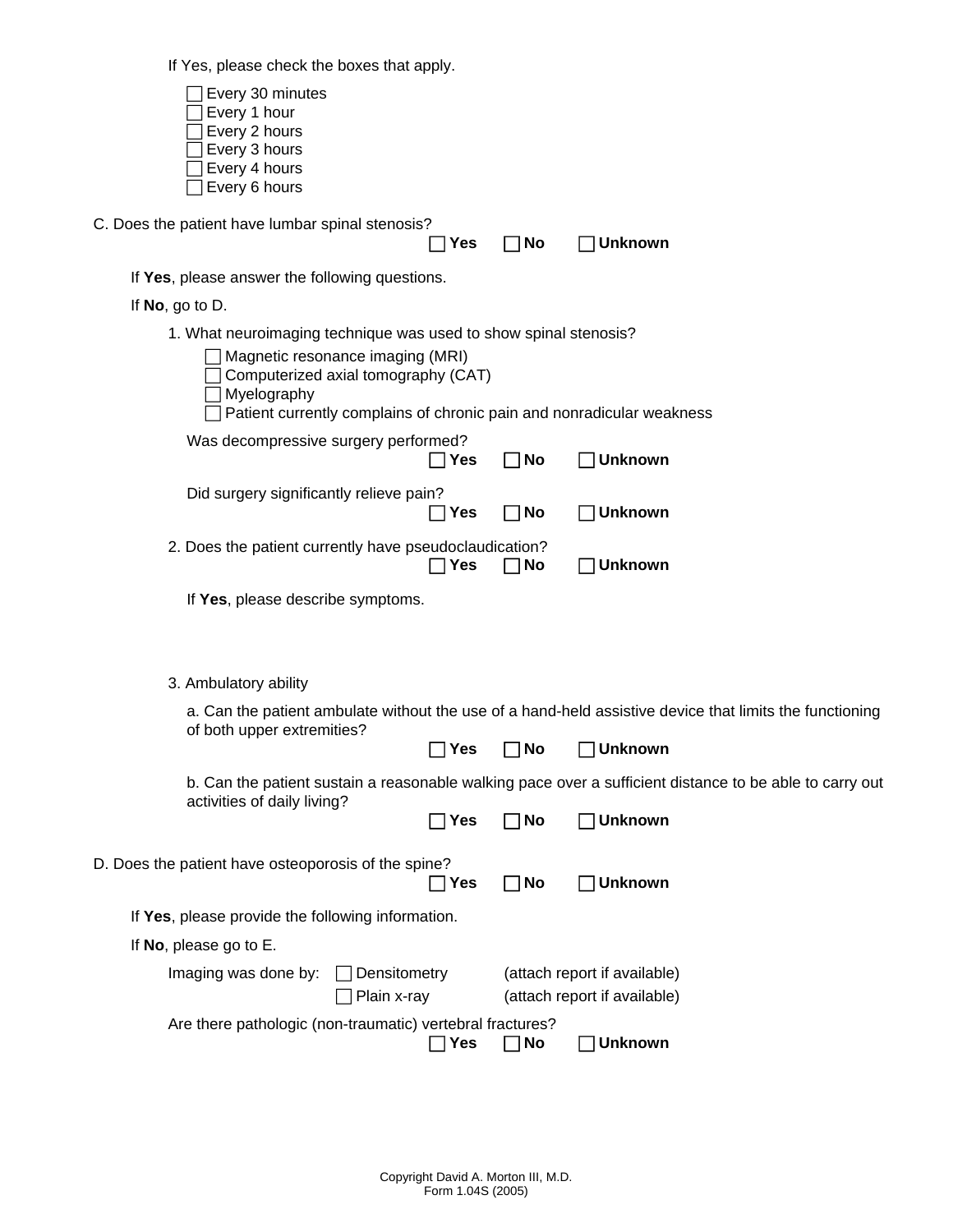If Yes, please check the boxes that apply.

- ☐ Every 30 minutes
- ☐ Every 1 hour
- ☐ Every 2 hours
- ☐ Every 3 hours
- ☐ Every 4 hours
- ☐ Every 6 hours

C. Does the patient have lumbar spinal stenosis?

☐ **Yes** ☐ **No** ☐ **Unknown**

If **Yes**, please answer the following questions.

If **No**, go to D.

1. What neuroimaging technique was used to show spinal stenosis?

   - ☐ Magnetic resonance imaging (MRI)
   - ☐ Computerized axial tomography (CAT)
   - ☐ Myelography
   - ☐ Patient currently complains of chronic pain and nonradicular weakness

   Was decompressive surgery performed?

   ☐ **Yes** ☐ **No** ☐ **Unknown**

   Did surgery significantly relieve pain?

   ☐ **Yes** ☐ **No** ☐ **Unknown**

2. Does the patient currently have pseudoclaudication?

   ☐ **Yes** ☐ **No** ☐ **Unknown**

   If **Yes**, please describe symptoms.

3. Ambulatory ability

   a. Can the patient ambulate without the use of a hand-held assistive device that limits the functioning of both upper extremities?

   ☐ **Yes** ☐ **No** ☐ **Unknown**

   b. Can the patient sustain a reasonable walking pace over a sufficient distance to be able to carry out activities of daily living?

   ☐ **Yes** ☐ **No** ☐ **Unknown**

D. Does the patient have osteoporosis of the spine?

☐ **Yes** ☐ **No** ☐ **Unknown**

If **Yes**, please provide the following information.

If **No**, please go to E.

Imaging was done by: ☐ Densitometry (attach report if available)
☐ Plain x-ray (attach report if available)

Are there pathologic (non-traumatic) vertebral fractures?

☐ **Yes** ☐ **No** ☐ **Unknown**

Copyright David A. Morton III, M.D.
Form 1.04S (2005)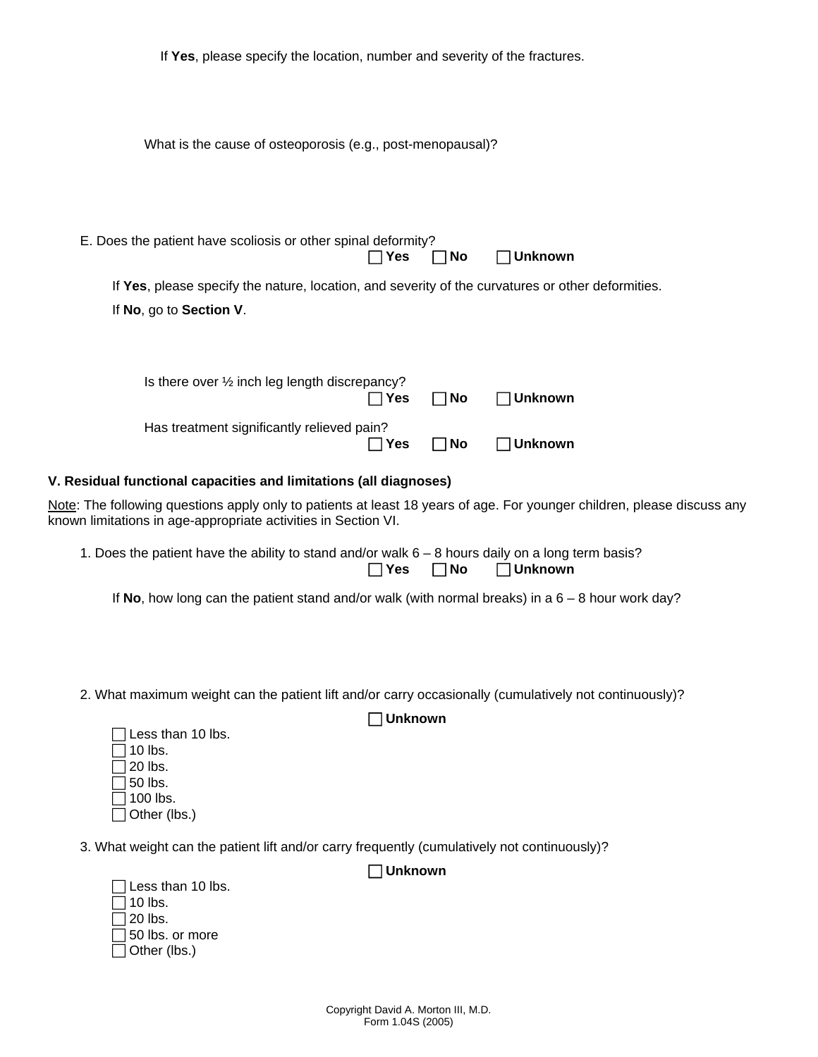If **Yes**, please specify the location, number and severity of the fractures.

What is the cause of osteoporosis (e.g., post-menopausal)?

E. Does the patient have scoliosis or other spinal deformity?

☐ **Yes** ☐ **No** ☐ **Unknown**

If **Yes**, please specify the nature, location, and severity of the curvatures or other deformities.

If **No**, go to **Section V**.

Is there over ½ inch leg length discrepancy?

☐ **Yes** ☐ **No** ☐ **Unknown**

Has treatment significantly relieved pain?

☐ **Yes** ☐ **No** ☐ **Unknown**

**V. Residual functional capacities and limitations (all diagnoses)**

Note: The following questions apply only to patients at least 18 years of age. For younger children, please discuss any known limitations in age-appropriate activities in Section VI.

1. Does the patient have the ability to stand and/or walk 6 – 8 hours daily on a long term basis?

☐ **Yes** ☐ **No** ☐ **Unknown**

If **No**, how long can the patient stand and/or walk (with normal breaks) in a 6 – 8 hour work day?

2. What maximum weight can the patient lift and/or carry occasionally (cumulatively not continuously)?

☐ **Unknown**

☐ Less than 10 lbs.
☐ 10 lbs.
☐ 20 lbs.
☐ 50 lbs.
☐ 100 lbs.
☐ Other (lbs.)

3. What weight can the patient lift and/or carry frequently (cumulatively not continuously)?

☐ **Unknown**

☐ Less than 10 lbs.
☐ 10 lbs.
☐ 20 lbs.
☐ 50 lbs. or more
☐ Other (lbs.)

Copyright David A. Morton III, M.D.
Form 1.04S (2005)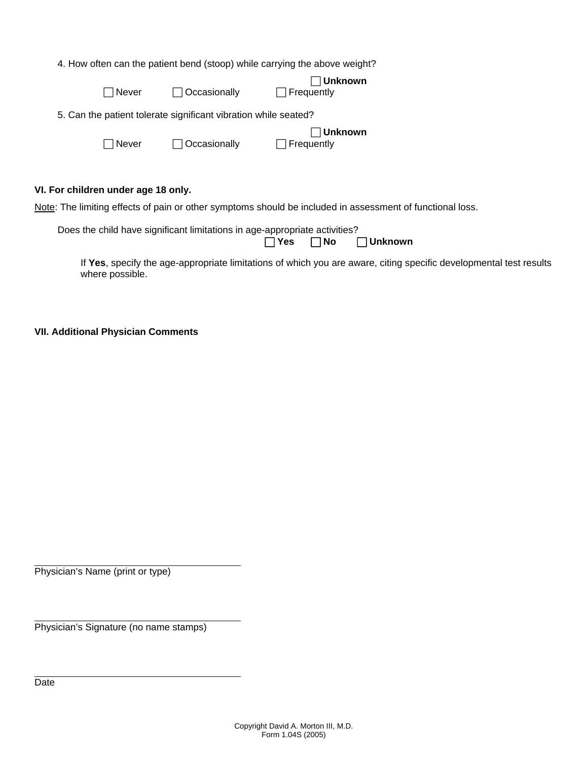4. How often can the patient bend (stoop) while carrying the above weight?

☐ Never ☐ Occasionally ☐ Frequently ☐ **Unknown**

5. Can the patient tolerate significant vibration while seated?

☐ Never ☐ Occasionally ☐ Frequently ☐ **Unknown**

**VI. For children under age 18 only.**

Note: The limiting effects of pain or other symptoms should be included in assessment of functional loss.

Does the child have significant limitations in age-appropriate activities?

☐ **Yes** ☐ **No** ☐ **Unknown**

If **Yes**, specify the age-appropriate limitations of which you are aware, citing specific developmental test results where possible.

**VII. Additional Physician Comments**

\_\_\_\_\_\_\_\_\_\_\_\_\_\_\_\_\_\_\_\_\_\_\_\_\_\_\_\_\_\_\_\_\_\_\_\_\_\_\_\_
Physician's Name (print or type)

\_\_\_\_\_\_\_\_\_\_\_\_\_\_\_\_\_\_\_\_\_\_\_\_\_\_\_\_\_\_\_\_\_\_\_\_\_\_\_\_
Physician's Signature (no name stamps)

\_\_\_\_\_\_\_\_\_\_\_\_\_\_\_\_\_\_\_\_\_\_\_\_\_\_\_\_\_\_\_\_\_\_\_\_\_\_\_\_
Date

Copyright David A. Morton III, M.D.
Form 1.04S (2005)